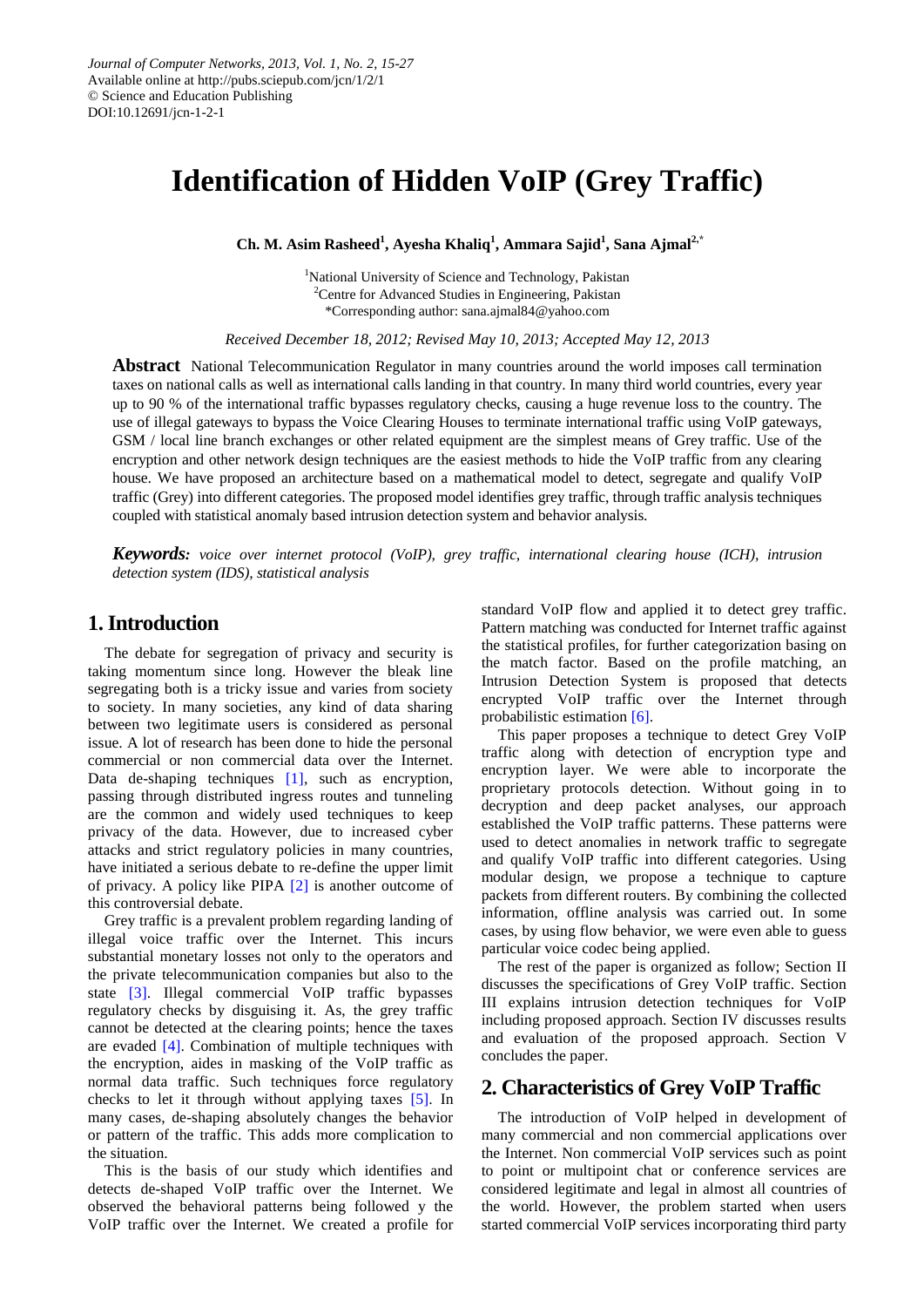Journal of Computer Networks, 2013, Vol. 1, No. 2, 15-27
Available online at http://pubs.sciepub.com/jcn/1/2/1
© Science and Education Publishing
DOI:10.12691/jcn-1-2-1

# Identification of Hidden VoIP (Grey Traffic)

**Ch. M. Asim Rasheed[1], Ayesha Khaliq[1], Ammara Sajid[1], Sana Ajmal[2,*]**

[1]National University of Science and Technology, Pakistan
[2]Centre for Advanced Studies in Engineering, Pakistan
*Corresponding author: sana.ajmal84@yahoo.com

*Received December 18, 2012; Revised May 10, 2013; Accepted May 12, 2013*

**Abstract** National Telecommunication Regulator in many countries around the world imposes call termination taxes on national calls as well as international calls landing in that country. In many third world countries, every year up to 90 % of the international traffic bypasses regulatory checks, causing a huge revenue loss to the country. The use of illegal gateways to bypass the Voice Clearing Houses to terminate international traffic using VoIP gateways, GSM / local line branch exchanges or other related equipment are the simplest means of Grey traffic. Use of the encryption and other network design techniques are the easiest methods to hide the VoIP traffic from any clearing house. We have proposed an architecture based on a mathematical model to detect, segregate and qualify VoIP traffic (Grey) into different categories. The proposed model identifies grey traffic, through traffic analysis techniques coupled with statistical anomaly based intrusion detection system and behavior analysis.

***Keywords:*** *voice over internet protocol (VoIP), grey traffic, international clearing house (ICH), intrusion detection system (IDS), statistical analysis*

## 1. Introduction

The debate for segregation of privacy and security is taking momentum since long. However the bleak line segregating both is a tricky issue and varies from society to society. In many societies, any kind of data sharing between two legitimate users is considered as personal issue. A lot of research has been done to hide the personal commercial or non commercial data over the Internet. Data de-shaping techniques [1], such as encryption, passing through distributed ingress routes and tunneling are the common and widely used techniques to keep privacy of the data. However, due to increased cyber attacks and strict regulatory policies in many countries, have initiated a serious debate to re-define the upper limit of privacy. A policy like PIPA [2] is another outcome of this controversial debate.

Grey traffic is a prevalent problem regarding landing of illegal voice traffic over the Internet. This incurs substantial monetary losses not only to the operators and the private telecommunication companies but also to the state [3]. Illegal commercial VoIP traffic bypasses regulatory checks by disguising it. As, the grey traffic cannot be detected at the clearing points; hence the taxes are evaded [4]. Combination of multiple techniques with the encryption, aides in masking of the VoIP traffic as normal data traffic. Such techniques force regulatory checks to let it through without applying taxes [5]. In many cases, de-shaping absolutely changes the behavior or pattern of the traffic. This adds more complication to the situation.

This is the basis of our study which identifies and detects de-shaped VoIP traffic over the Internet. We observed the behavioral patterns being followed y the VoIP traffic over the Internet. We created a profile for standard VoIP flow and applied it to detect grey traffic. Pattern matching was conducted for Internet traffic against the statistical profiles, for further categorization basing on the match factor. Based on the profile matching, an Intrusion Detection System is proposed that detects encrypted VoIP traffic over the Internet through probabilistic estimation [6].

This paper proposes a technique to detect Grey VoIP traffic along with detection of encryption type and encryption layer. We were able to incorporate the proprietary protocols detection. Without going in to decryption and deep packet analyses, our approach established the VoIP traffic patterns. These patterns were used to detect anomalies in network traffic to segregate and qualify VoIP traffic into different categories. Using modular design, we propose a technique to capture packets from different routers. By combining the collected information, offline analysis was carried out. In some cases, by using flow behavior, we were even able to guess particular voice codec being applied.

The rest of the paper is organized as follow; Section II discusses the specifications of Grey VoIP traffic. Section III explains intrusion detection techniques for VoIP including proposed approach. Section IV discusses results and evaluation of the proposed approach. Section V concludes the paper.

## 2. Characteristics of Grey VoIP Traffic

The introduction of VoIP helped in development of many commercial and non commercial applications over the Internet. Non commercial VoIP services such as point to point or multipoint chat or conference services are considered legitimate and legal in almost all countries of the world. However, the problem started when users started commercial VoIP services incorporating third party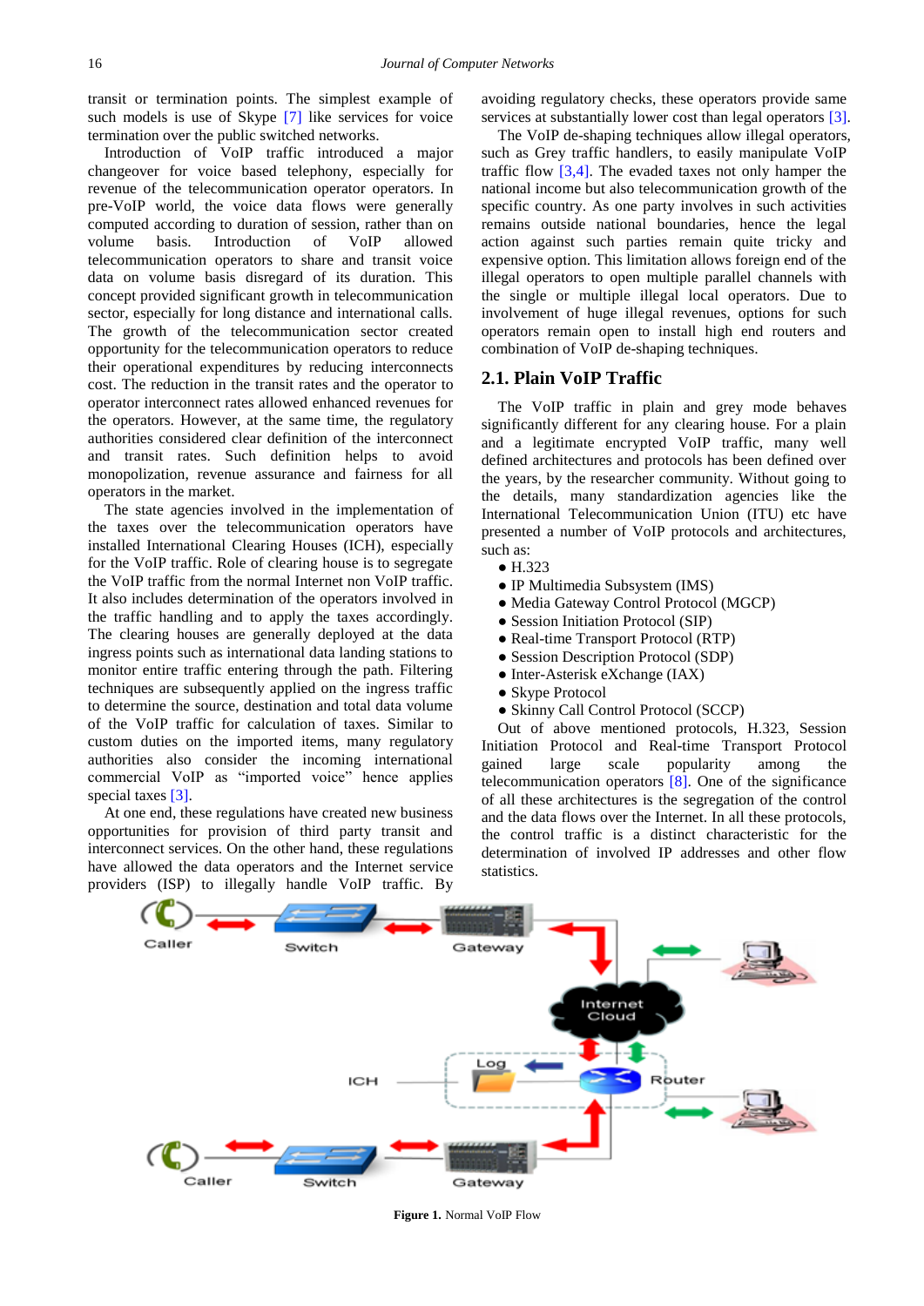transit or termination points. The simplest example of such models is use of Skype [7] like services for voice termination over the public switched networks.

Introduction of VoIP traffic introduced a major changeover for voice based telephony, especially for revenue of the telecommunication operator operators. In pre-VoIP world, the voice data flows were generally computed according to duration of session, rather than on volume basis. Introduction of VoIP allowed telecommunication operators to share and transit voice data on volume basis disregard of its duration. This concept provided significant growth in telecommunication sector, especially for long distance and international calls. The growth of the telecommunication sector created opportunity for the telecommunication operators to reduce their operational expenditures by reducing interconnects cost. The reduction in the transit rates and the operator to operator interconnect rates allowed enhanced revenues for the operators. However, at the same time, the regulatory authorities considered clear definition of the interconnect and transit rates. Such definition helps to avoid monopolization, revenue assurance and fairness for all operators in the market.

The state agencies involved in the implementation of the taxes over the telecommunication operators have installed International Clearing Houses (ICH), especially for the VoIP traffic. Role of clearing house is to segregate the VoIP traffic from the normal Internet non VoIP traffic. It also includes determination of the operators involved in the traffic handling and to apply the taxes accordingly. The clearing houses are generally deployed at the data ingress points such as international data landing stations to monitor entire traffic entering through the path. Filtering techniques are subsequently applied on the ingress traffic to determine the source, destination and total data volume of the VoIP traffic for calculation of taxes. Similar to custom duties on the imported items, many regulatory authorities also consider the incoming international commercial VoIP as "imported voice" hence applies special taxes [3].

At one end, these regulations have created new business opportunities for provision of third party transit and interconnect services. On the other hand, these regulations have allowed the data operators and the Internet service providers (ISP) to illegally handle VoIP traffic. By avoiding regulatory checks, these operators provide same services at substantially lower cost than legal operators [3].

The VoIP de-shaping techniques allow illegal operators, such as Grey traffic handlers, to easily manipulate VoIP traffic flow [3,4]. The evaded taxes not only hamper the national income but also telecommunication growth of the specific country. As one party involves in such activities remains outside national boundaries, hence the legal action against such parties remain quite tricky and expensive option. This limitation allows foreign end of the illegal operators to open multiple parallel channels with the single or multiple illegal local operators. Due to involvement of huge illegal revenues, options for such operators remain open to install high end routers and combination of VoIP de-shaping techniques.

## 2.1. Plain VoIP Traffic

The VoIP traffic in plain and grey mode behaves significantly different for any clearing house. For a plain and a legitimate encrypted VoIP traffic, many well defined architectures and protocols has been defined over the years, by the researcher community. Without going to the details, many standardization agencies like the International Telecommunication Union (ITU) etc have presented a number of VoIP protocols and architectures, such as:

- H.323
- IP Multimedia Subsystem (IMS)
- Media Gateway Control Protocol (MGCP)
- Session Initiation Protocol (SIP)
- Real-time Transport Protocol (RTP)
- Session Description Protocol (SDP)
- Inter-Asterisk eXchange (IAX)
- Skype Protocol
- Skinny Call Control Protocol (SCCP)

Out of above mentioned protocols, H.323, Session Initiation Protocol and Real-time Transport Protocol gained large scale popularity among the telecommunication operators [8]. One of the significance of all these architectures is the segregation of the control and the data flows over the Internet. In all these protocols, the control traffic is a distinct characteristic for the determination of involved IP addresses and other flow statistics.

**Figure 1.** Normal VoIP Flow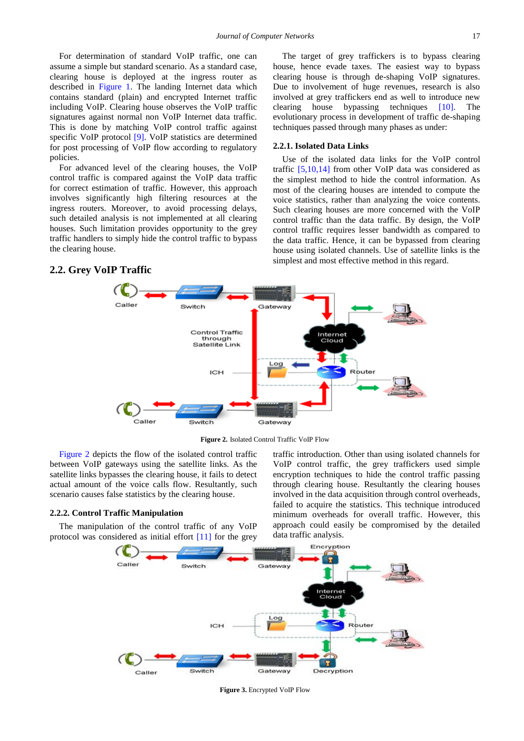For determination of standard VoIP traffic, one can assume a simple but standard scenario. As a standard case, clearing house is deployed at the ingress router as described in Figure 1. The landing Internet data which contains standard (plain) and encrypted Internet traffic including VoIP. Clearing house observes the VoIP traffic signatures against normal non VoIP Internet data traffic. This is done by matching VoIP control traffic against specific VoIP protocol [9]. VoIP statistics are determined for post processing of VoIP flow according to regulatory policies.

For advanced level of the clearing houses, the VoIP control traffic is compared against the VoIP data traffic for correct estimation of traffic. However, this approach involves significantly high filtering resources at the ingress routers. Moreover, to avoid processing delays, such detailed analysis is not implemented at all clearing houses. Such limitation provides opportunity to the grey traffic handlers to simply hide the control traffic to bypass the clearing house.

## 2.2. Grey VoIP Traffic

The target of grey traffickers is to bypass clearing house, hence evade taxes. The easiest way to bypass clearing house is through de-shaping VoIP signatures. Due to involvement of huge revenues, research is also involved at grey traffickers end as well to introduce new clearing house bypassing techniques [10]. The evolutionary process in development of traffic de-shaping techniques passed through many phases as under:

### 2.2.1. Isolated Data Links

Use of the isolated data links for the VoIP control traffic [5,10,14] from other VoIP data was considered as the simplest method to hide the control information. As most of the clearing houses are intended to compute the voice statistics, rather than analyzing the voice contents. Such clearing houses are more concerned with the VoIP control traffic than the data traffic. By design, the VoIP control traffic requires lesser bandwidth as compared to the data traffic. Hence, it can be bypassed from clearing house using isolated channels. Use of satellite links is the simplest and most effective method in this regard.

**Figure 2.** Isolated Control Traffic VoIP Flow

Figure 2 depicts the flow of the isolated control traffic between VoIP gateways using the satellite links. As the satellite links bypasses the clearing house, it fails to detect actual amount of the voice calls flow. Resultantly, such scenario causes false statistics by the clearing house.

### 2.2.2. Control Traffic Manipulation

The manipulation of the control traffic of any VoIP protocol was considered as initial effort [11] for the grey traffic introduction. Other than using isolated channels for VoIP control traffic, the grey traffickers used simple encryption techniques to hide the control traffic passing through clearing house. Resultantly the clearing houses involved in the data acquisition through control overheads, failed to acquire the statistics. This technique introduced minimum overheads for overall traffic. However, this approach could easily be compromised by the detailed data traffic analysis.

**Figure 3.** Encrypted VoIP Flow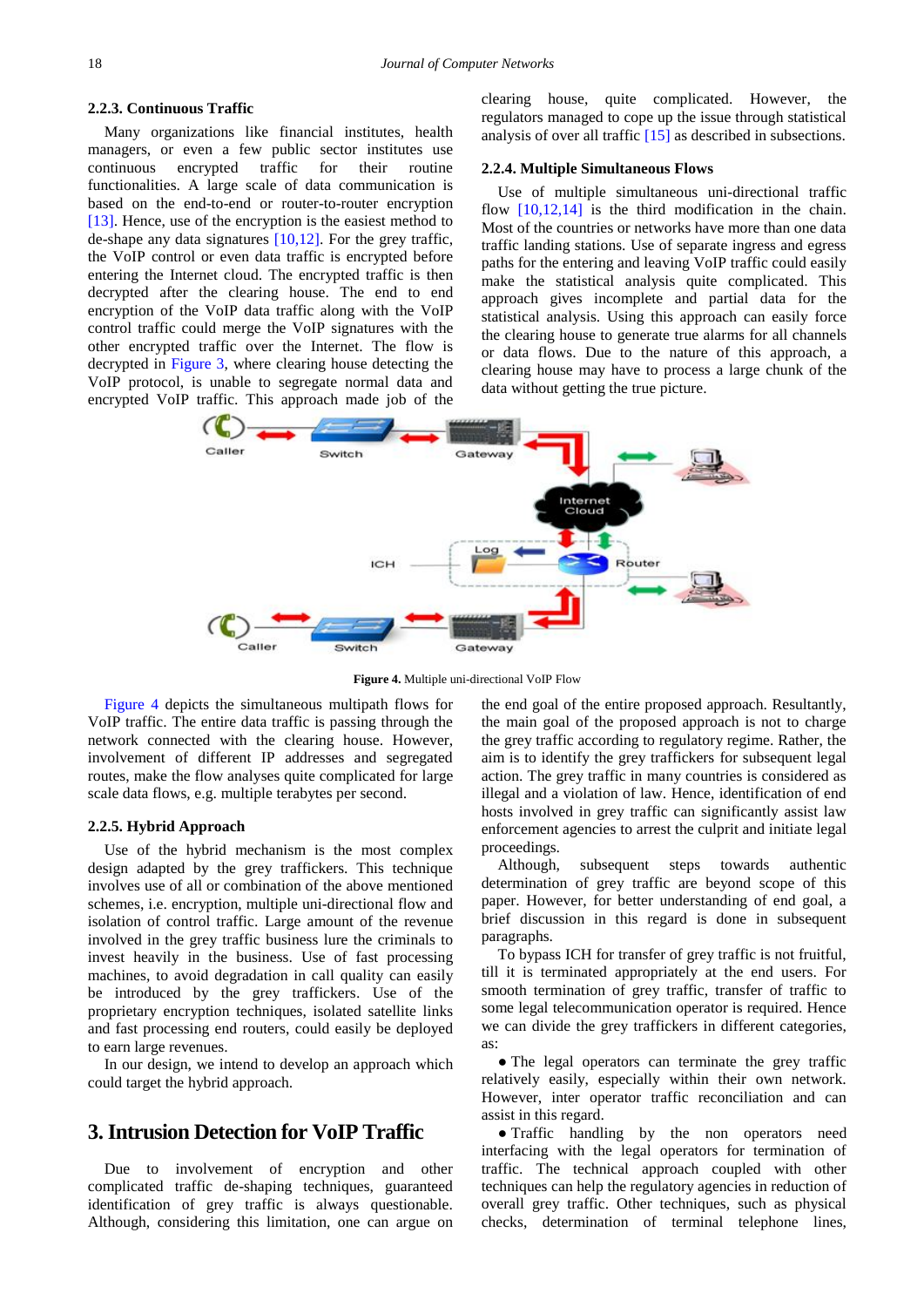### 2.2.3. Continuous Traffic

Many organizations like financial institutes, health managers, or even a few public sector institutes use continuous encrypted traffic for their routine functionalities. A large scale of data communication is based on the end-to-end or router-to-router encryption [13]. Hence, use of the encryption is the easiest method to de-shape any data signatures [10,12]. For the grey traffic, the VoIP control or even data traffic is encrypted before entering the Internet cloud. The encrypted traffic is then decrypted after the clearing house. The end to end encryption of the VoIP data traffic along with the VoIP control traffic could merge the VoIP signatures with the other encrypted traffic over the Internet. The flow is decrypted in Figure 3, where clearing house detecting the VoIP protocol, is unable to segregate normal data and encrypted VoIP traffic. This approach made job of the clearing house, quite complicated. However, the regulators managed to cope up the issue through statistical analysis of over all traffic [15] as described in subsections.

### 2.2.4. Multiple Simultaneous Flows

Use of multiple simultaneous uni-directional traffic flow [10,12,14] is the third modification in the chain. Most of the countries or networks have more than one data traffic landing stations. Use of separate ingress and egress paths for the entering and leaving VoIP traffic could easily make the statistical analysis quite complicated. This approach gives incomplete and partial data for the statistical analysis. Using this approach can easily force the clearing house to generate true alarms for all channels or data flows. Due to the nature of this approach, a clearing house may have to process a large chunk of the data without getting the true picture.

**Figure 4.** Multiple uni-directional VoIP Flow

Figure 4 depicts the simultaneous multipath flows for VoIP traffic. The entire data traffic is passing through the network connected with the clearing house. However, involvement of different IP addresses and segregated routes, make the flow analyses quite complicated for large scale data flows, e.g. multiple terabytes per second.

### 2.2.5. Hybrid Approach

Use of the hybrid mechanism is the most complex design adapted by the grey traffickers. This technique involves use of all or combination of the above mentioned schemes, i.e. encryption, multiple uni-directional flow and isolation of control traffic. Large amount of the revenue involved in the grey traffic business lure the criminals to invest heavily in the business. Use of fast processing machines, to avoid degradation in call quality can easily be introduced by the grey traffickers. Use of the proprietary encryption techniques, isolated satellite links and fast processing end routers, could easily be deployed to earn large revenues.

In our design, we intend to develop an approach which could target the hybrid approach.

## 3. Intrusion Detection for VoIP Traffic

Due to involvement of encryption and other complicated traffic de-shaping techniques, guaranteed identification of grey traffic is always questionable. Although, considering this limitation, one can argue on the end goal of the entire proposed approach. Resultantly, the main goal of the proposed approach is not to charge the grey traffic according to regulatory regime. Rather, the aim is to identify the grey traffickers for subsequent legal action. The grey traffic in many countries is considered as illegal and a violation of law. Hence, identification of end hosts involved in grey traffic can significantly assist law enforcement agencies to arrest the culprit and initiate legal proceedings.

Although, subsequent steps towards authentic determination of grey traffic are beyond scope of this paper. However, for better understanding of end goal, a brief discussion in this regard is done in subsequent paragraphs.

To bypass ICH for transfer of grey traffic is not fruitful, till it is terminated appropriately at the end users. For smooth termination of grey traffic, transfer of traffic to some legal telecommunication operator is required. Hence we can divide the grey traffickers in different categories, as:

- The legal operators can terminate the grey traffic relatively easily, especially within their own network. However, inter operator traffic reconciliation and can assist in this regard.
- Traffic handling by the non operators need interfacing with the legal operators for termination of traffic. The technical approach coupled with other techniques can help the regulatory agencies in reduction of overall grey traffic. Other techniques, such as physical checks, determination of terminal telephone lines,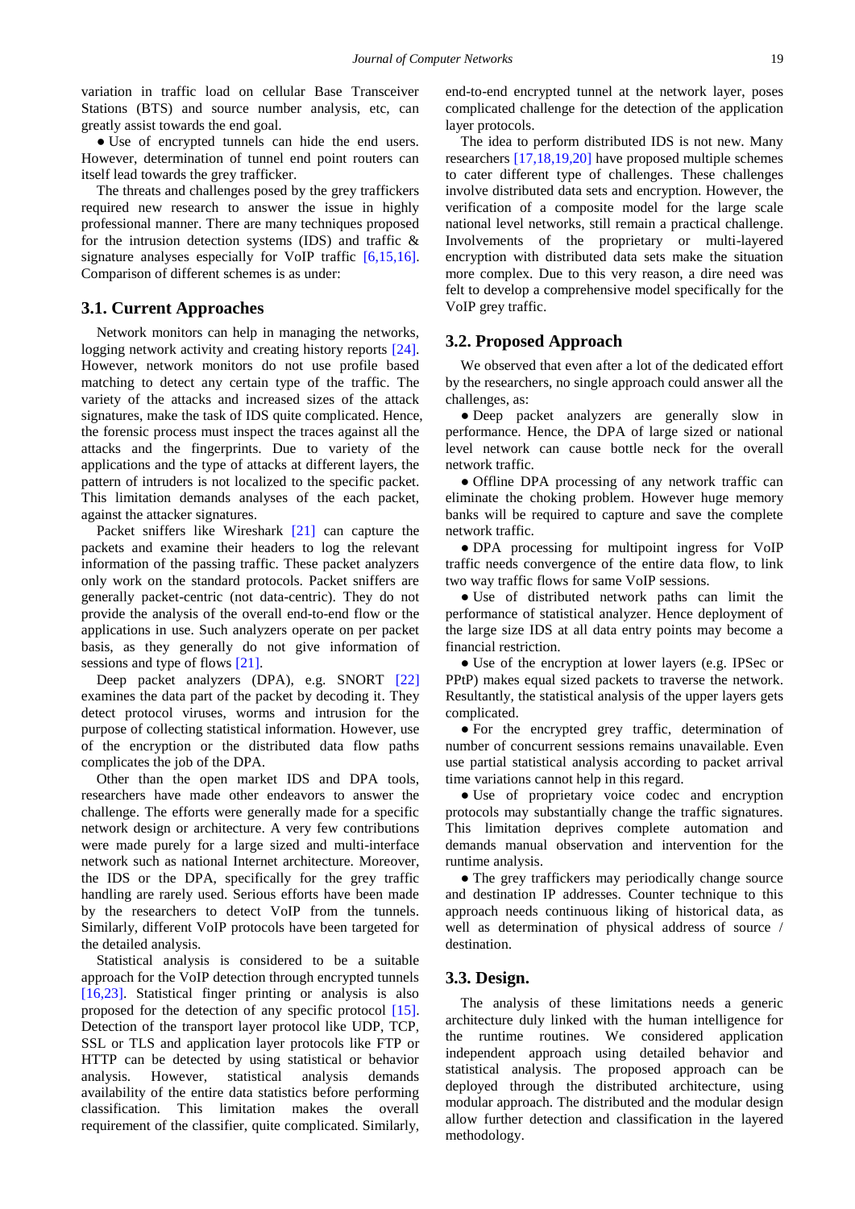variation in traffic load on cellular Base Transceiver Stations (BTS) and source number analysis, etc, can greatly assist towards the end goal.

- Use of encrypted tunnels can hide the end users. However, determination of tunnel end point routers can itself lead towards the grey trafficker.

The threats and challenges posed by the grey traffickers required new research to answer the issue in highly professional manner. There are many techniques proposed for the intrusion detection systems (IDS) and traffic & signature analyses especially for VoIP traffic [6,15,16]. Comparison of different schemes is as under:

## 3.1. Current Approaches

Network monitors can help in managing the networks, logging network activity and creating history reports [24]. However, network monitors do not use profile based matching to detect any certain type of the traffic. The variety of the attacks and increased sizes of the attack signatures, make the task of IDS quite complicated. Hence, the forensic process must inspect the traces against all the attacks and the fingerprints. Due to variety of the applications and the type of attacks at different layers, the pattern of intruders is not localized to the specific packet. This limitation demands analyses of the each packet, against the attacker signatures.

Packet sniffers like Wireshark [21] can capture the packets and examine their headers to log the relevant information of the passing traffic. These packet analyzers only work on the standard protocols. Packet sniffers are generally packet-centric (not data-centric). They do not provide the analysis of the overall end-to-end flow or the applications in use. Such analyzers operate on per packet basis, as they generally do not give information of sessions and type of flows [21].

Deep packet analyzers (DPA), e.g. SNORT [22] examines the data part of the packet by decoding it. They detect protocol viruses, worms and intrusion for the purpose of collecting statistical information. However, use of the encryption or the distributed data flow paths complicates the job of the DPA.

Other than the open market IDS and DPA tools, researchers have made other endeavors to answer the challenge. The efforts were generally made for a specific network design or architecture. A very few contributions were made purely for a large sized and multi-interface network such as national Internet architecture. Moreover, the IDS or the DPA, specifically for the grey traffic handling are rarely used. Serious efforts have been made by the researchers to detect VoIP from the tunnels. Similarly, different VoIP protocols have been targeted for the detailed analysis.

Statistical analysis is considered to be a suitable approach for the VoIP detection through encrypted tunnels [16,23]. Statistical finger printing or analysis is also proposed for the detection of any specific protocol [15]. Detection of the transport layer protocol like UDP, TCP, SSL or TLS and application layer protocols like FTP or HTTP can be detected by using statistical or behavior analysis. However, statistical analysis demands availability of the entire data statistics before performing classification. This limitation makes the overall requirement of the classifier, quite complicated. Similarly, end-to-end encrypted tunnel at the network layer, poses complicated challenge for the detection of the application layer protocols.

The idea to perform distributed IDS is not new. Many researchers [17,18,19,20] have proposed multiple schemes to cater different type of challenges. These challenges involve distributed data sets and encryption. However, the verification of a composite model for the large scale national level networks, still remain a practical challenge. Involvements of the proprietary or multi-layered encryption with distributed data sets make the situation more complex. Due to this very reason, a dire need was felt to develop a comprehensive model specifically for the VoIP grey traffic.

## 3.2. Proposed Approach

We observed that even after a lot of the dedicated effort by the researchers, no single approach could answer all the challenges, as:

- Deep packet analyzers are generally slow in performance. Hence, the DPA of large sized or national level network can cause bottle neck for the overall network traffic.
- Offline DPA processing of any network traffic can eliminate the choking problem. However huge memory banks will be required to capture and save the complete network traffic.
- DPA processing for multipoint ingress for VoIP traffic needs convergence of the entire data flow, to link two way traffic flows for same VoIP sessions.
- Use of distributed network paths can limit the performance of statistical analyzer. Hence deployment of the large size IDS at all data entry points may become a financial restriction.
- Use of the encryption at lower layers (e.g. IPSec or PPtP) makes equal sized packets to traverse the network. Resultantly, the statistical analysis of the upper layers gets complicated.
- For the encrypted grey traffic, determination of number of concurrent sessions remains unavailable. Even use partial statistical analysis according to packet arrival time variations cannot help in this regard.
- Use of proprietary voice codec and encryption protocols may substantially change the traffic signatures. This limitation deprives complete automation and demands manual observation and intervention for the runtime analysis.
- The grey traffickers may periodically change source and destination IP addresses. Counter technique to this approach needs continuous liking of historical data, as well as determination of physical address of source / destination.

## 3.3. Design.

The analysis of these limitations needs a generic architecture duly linked with the human intelligence for the runtime routines. We considered application independent approach using detailed behavior and statistical analysis. The proposed approach can be deployed through the distributed architecture, using modular approach. The distributed and the modular design allow further detection and classification in the layered methodology.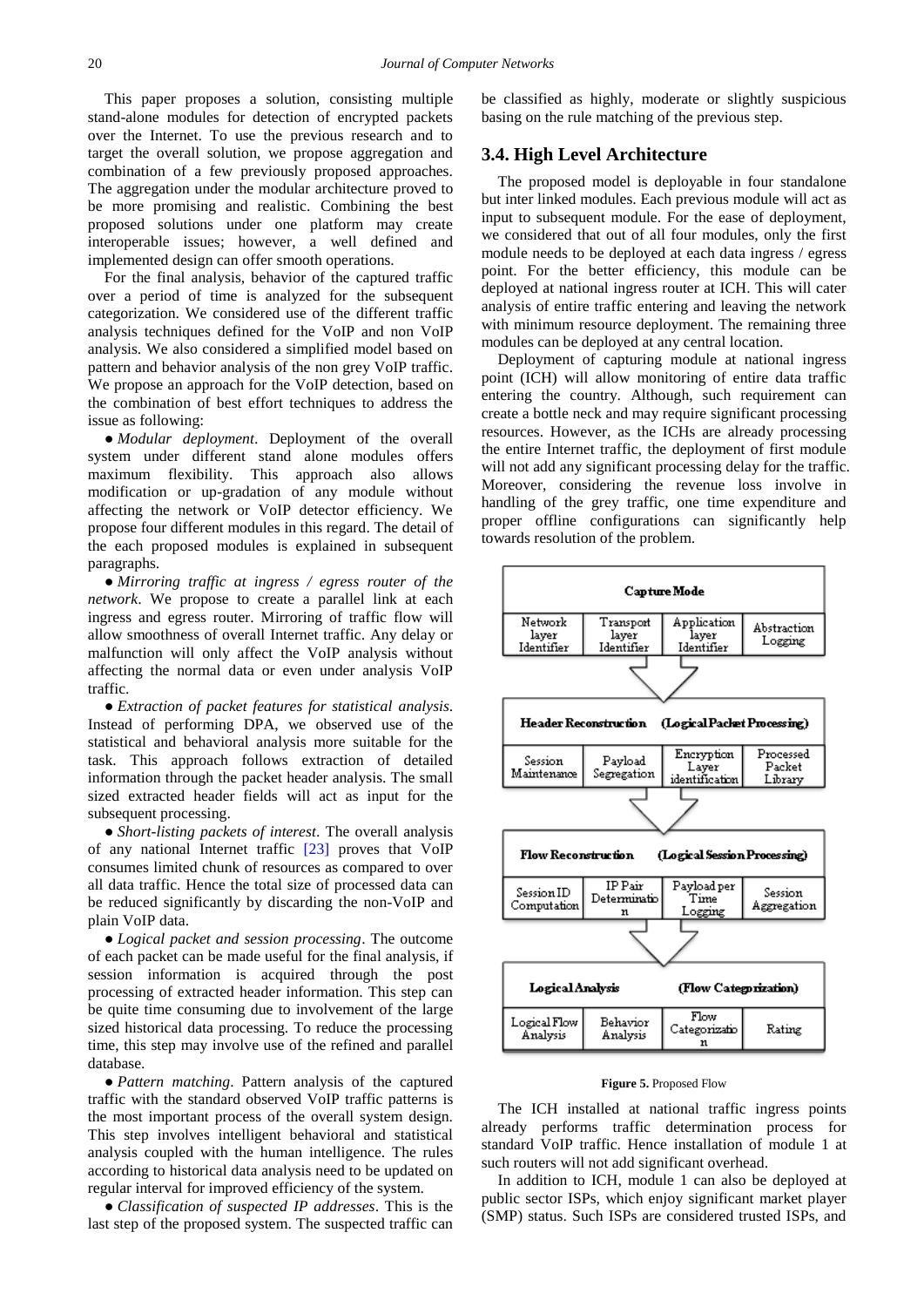This paper proposes a solution, consisting multiple stand-alone modules for detection of encrypted packets over the Internet. To use the previous research and to target the overall solution, we propose aggregation and combination of a few previously proposed approaches. The aggregation under the modular architecture proved to be more promising and realistic. Combining the best proposed solutions under one platform may create interoperable issues; however, a well defined and implemented design can offer smooth operations.

For the final analysis, behavior of the captured traffic over a period of time is analyzed for the subsequent categorization. We considered use of the different traffic analysis techniques defined for the VoIP and non VoIP analysis. We also considered a simplified model based on pattern and behavior analysis of the non grey VoIP traffic. We propose an approach for the VoIP detection, based on the combination of best effort techniques to address the issue as following:

- *Modular deployment*. Deployment of the overall system under different stand alone modules offers maximum flexibility. This approach also allows modification or up-gradation of any module without affecting the network or VoIP detector efficiency. We propose four different modules in this regard. The detail of the each proposed modules is explained in subsequent paragraphs.
- *Mirroring traffic at ingress / egress router of the network*. We propose to create a parallel link at each ingress and egress router. Mirroring of traffic flow will allow smoothness of overall Internet traffic. Any delay or malfunction will only affect the VoIP analysis without affecting the normal data or even under analysis VoIP traffic.
- *Extraction of packet features for statistical analysis*. Instead of performing DPA, we observed use of the statistical and behavioral analysis more suitable for the task. This approach follows extraction of detailed information through the packet header analysis. The small sized extracted header fields will act as input for the subsequent processing.
- *Short-listing packets of interest*. The overall analysis of any national Internet traffic [23] proves that VoIP consumes limited chunk of resources as compared to over all data traffic. Hence the total size of processed data can be reduced significantly by discarding the non-VoIP and plain VoIP data.
- *Logical packet and session processing*. The outcome of each packet can be made useful for the final analysis, if session information is acquired through the post processing of extracted header information. This step can be quite time consuming due to involvement of the large sized historical data processing. To reduce the processing time, this step may involve use of the refined and parallel database.
- *Pattern matching*. Pattern analysis of the captured traffic with the standard observed VoIP traffic patterns is the most important process of the overall system design. This step involves intelligent behavioral and statistical analysis coupled with the human intelligence. The rules according to historical data analysis need to be updated on regular interval for improved efficiency of the system.
- *Classification of suspected IP addresses*. This is the last step of the proposed system. The suspected traffic can be classified as highly, moderate or slightly suspicious basing on the rule matching of the previous step.

### 3.4. High Level Architecture

The proposed model is deployable in four standalone but inter linked modules. Each previous module will act as input to subsequent module. For the ease of deployment, we considered that out of all four modules, only the first module needs to be deployed at each data ingress / egress point. For the better efficiency, this module can be deployed at national ingress router at ICH. This will cater analysis of entire traffic entering and leaving the network with minimum resource deployment. The remaining three modules can be deployed at any central location.

Deployment of capturing module at national ingress point (ICH) will allow monitoring of entire data traffic entering the country. Although, such requirement can create a bottle neck and may require significant processing resources. However, as the ICHs are already processing the entire Internet traffic, the deployment of first module will not add any significant processing delay for the traffic. Moreover, considering the revenue loss involve in handling of the grey traffic, one time expenditure and proper offline configurations can significantly help towards resolution of the problem.

| Capture Mode | | | |
|---|---|---|---|
| Network layer Identifier | Transport layer Identifier | Application layer Identifier | Abstraction Logging |

| Header Reconstruction (Logical Packet Processing) | | | |
|---|---|---|---|
| Session Maintenance | Payload Segregation | Encryption Layer identification | Processed Packet Library |

| Flow Reconstruction (Logical Session Processing) | | | |
|---|---|---|---|
| Session ID Computation | IP Pair Determination | Payload per Time Logging | Session Aggregation |

| Logical Analysis (Flow Categorization) | | | |
|---|---|---|---|
| Logical Flow Analysis | Behavior Analysis | Flow Categorization | Rating |

**Figure 5.** Proposed Flow

The ICH installed at national traffic ingress points already performs traffic determination process for standard VoIP traffic. Hence installation of module 1 at such routers will not add significant overhead.

In addition to ICH, module 1 can also be deployed at public sector ISPs, which enjoy significant market player (SMP) status. Such ISPs are considered trusted ISPs, and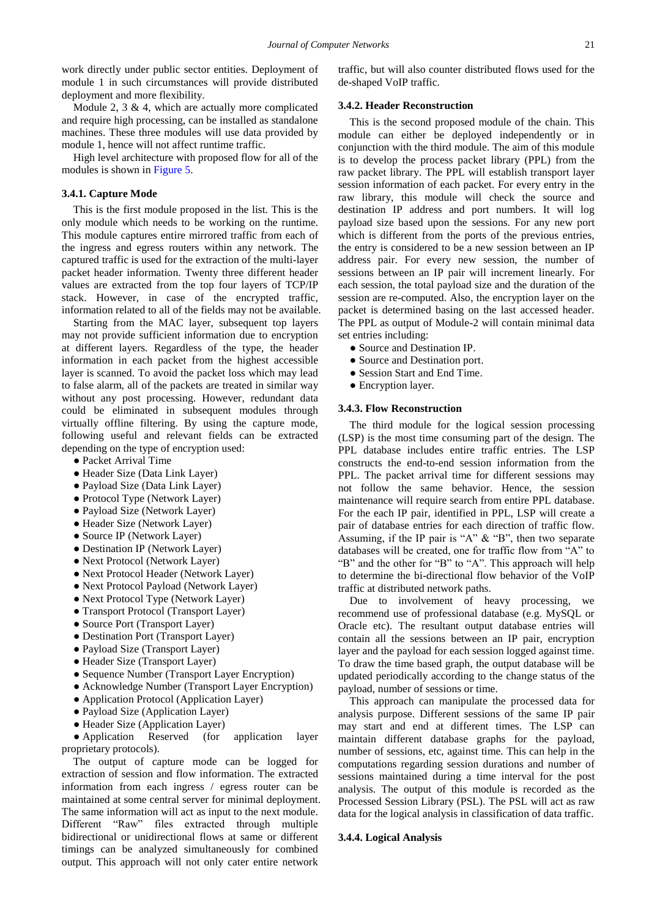work directly under public sector entities. Deployment of module 1 in such circumstances will provide distributed deployment and more flexibility.

Module 2, 3 & 4, which are actually more complicated and require high processing, can be installed as standalone machines. These three modules will use data provided by module 1, hence will not affect runtime traffic.

High level architecture with proposed flow for all of the modules is shown in Figure 5.

### 3.4.1. Capture Mode

This is the first module proposed in the list. This is the only module which needs to be working on the runtime. This module captures entire mirrored traffic from each of the ingress and egress routers within any network. The captured traffic is used for the extraction of the multi-layer packet header information. Twenty three different header values are extracted from the top four layers of TCP/IP stack. However, in case of the encrypted traffic, information related to all of the fields may not be available.

Starting from the MAC layer, subsequent top layers may not provide sufficient information due to encryption at different layers. Regardless of the type, the header information in each packet from the highest accessible layer is scanned. To avoid the packet loss which may lead to false alarm, all of the packets are treated in similar way without any post processing. However, redundant data could be eliminated in subsequent modules through virtually offline filtering. By using the capture mode, following useful and relevant fields can be extracted depending on the type of encryption used:

- Packet Arrival Time
- Header Size (Data Link Layer)
- Payload Size (Data Link Layer)
- Protocol Type (Network Layer)
- Payload Size (Network Layer)
- Header Size (Network Layer)
- Source IP (Network Layer)
- Destination IP (Network Layer)
- Next Protocol (Network Layer)
- Next Protocol Header (Network Layer)
- Next Protocol Payload (Network Layer)
- Next Protocol Type (Network Layer)
- Transport Protocol (Transport Layer)
- Source Port (Transport Layer)
- Destination Port (Transport Layer)
- Payload Size (Transport Layer)
- Header Size (Transport Layer)
- Sequence Number (Transport Layer Encryption)
- Acknowledge Number (Transport Layer Encryption)
- Application Protocol (Application Layer)
- Payload Size (Application Layer)
- Header Size (Application Layer)
- Application Reserved (for application layer proprietary protocols).

The output of capture mode can be logged for extraction of session and flow information. The extracted information from each ingress / egress router can be maintained at some central server for minimal deployment. The same information will act as input to the next module. Different "Raw" files extracted through multiple bidirectional or unidirectional flows at same or different timings can be analyzed simultaneously for combined output. This approach will not only cater entire network traffic, but will also counter distributed flows used for the de-shaped VoIP traffic.

### 3.4.2. Header Reconstruction

This is the second proposed module of the chain. This module can either be deployed independently or in conjunction with the third module. The aim of this module is to develop the process packet library (PPL) from the raw packet library. The PPL will establish transport layer session information of each packet. For every entry in the raw library, this module will check the source and destination IP address and port numbers. It will log payload size based upon the sessions. For any new port which is different from the ports of the previous entries, the entry is considered to be a new session between an IP address pair. For every new session, the number of sessions between an IP pair will increment linearly. For each session, the total payload size and the duration of the session are re-computed. Also, the encryption layer on the packet is determined basing on the last accessed header. The PPL as output of Module-2 will contain minimal data set entries including:

- Source and Destination IP.
- Source and Destination port.
- Session Start and End Time.
- Encryption layer.

### 3.4.3. Flow Reconstruction

The third module for the logical session processing (LSP) is the most time consuming part of the design. The PPL database includes entire traffic entries. The LSP constructs the end-to-end session information from the PPL. The packet arrival time for different sessions may not follow the same behavior. Hence, the session maintenance will require search from entire PPL database. For the each IP pair, identified in PPL, LSP will create a pair of database entries for each direction of traffic flow. Assuming, if the IP pair is "A" & "B", then two separate databases will be created, one for traffic flow from "A" to "B" and the other for "B" to "A". This approach will help to determine the bi-directional flow behavior of the VoIP traffic at distributed network paths.

Due to involvement of heavy processing, we recommend use of professional database (e.g. MySQL or Oracle etc). The resultant output database entries will contain all the sessions between an IP pair, encryption layer and the payload for each session logged against time. To draw the time based graph, the output database will be updated periodically according to the change status of the payload, number of sessions or time.

This approach can manipulate the processed data for analysis purpose. Different sessions of the same IP pair may start and end at different times. The LSP can maintain different database graphs for the payload, number of sessions, etc, against time. This can help in the computations regarding session durations and number of sessions maintained during a time interval for the post analysis. The output of this module is recorded as the Processed Session Library (PSL). The PSL will act as raw data for the logical analysis in classification of data traffic.

### 3.4.4. Logical Analysis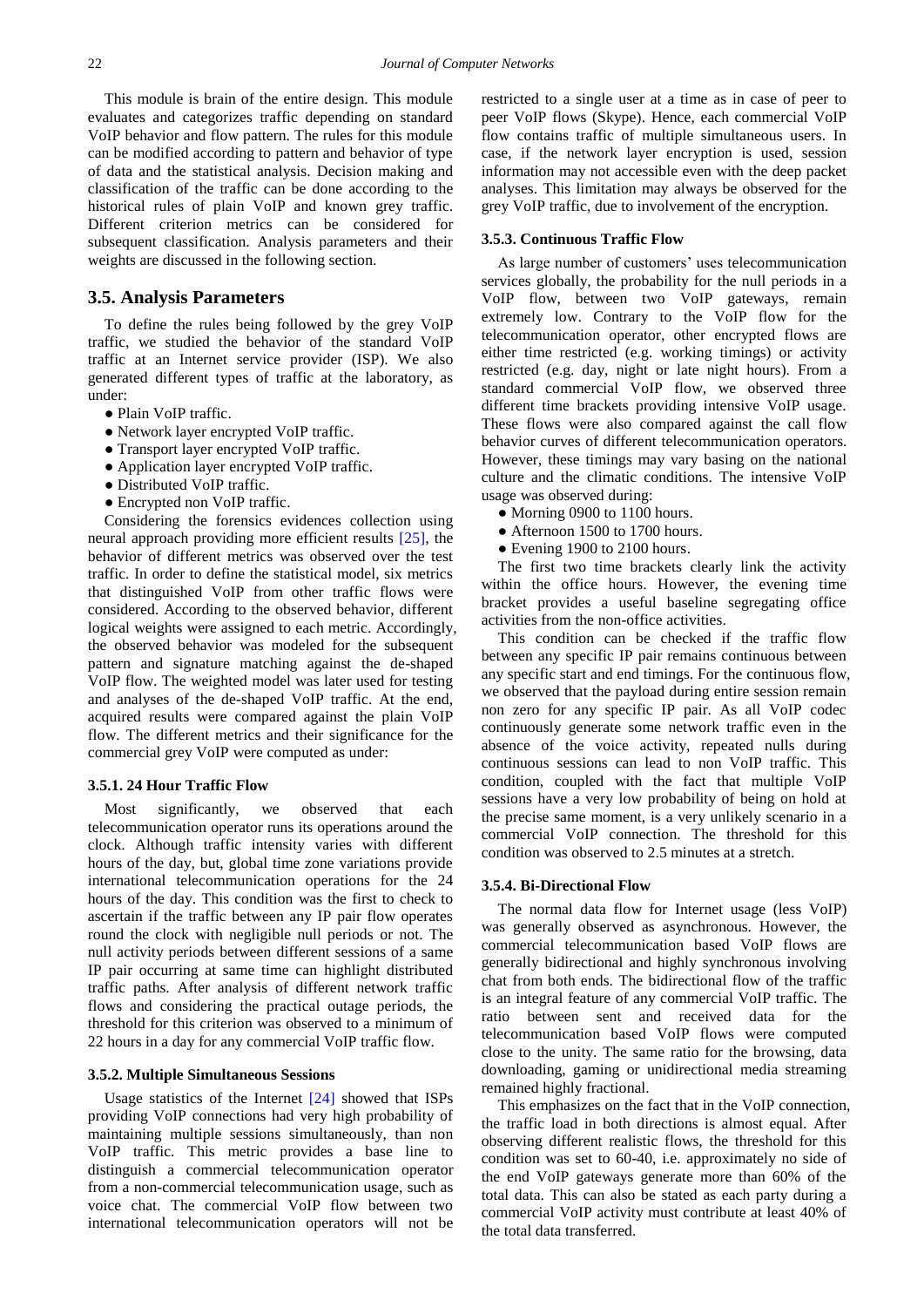This module is brain of the entire design. This module evaluates and categorizes traffic depending on standard VoIP behavior and flow pattern. The rules for this module can be modified according to pattern and behavior of type of data and the statistical analysis. Decision making and classification of the traffic can be done according to the historical rules of plain VoIP and known grey traffic. Different criterion metrics can be considered for subsequent classification. Analysis parameters and their weights are discussed in the following section.

## 3.5. Analysis Parameters

To define the rules being followed by the grey VoIP traffic, we studied the behavior of the standard VoIP traffic at an Internet service provider (ISP). We also generated different types of traffic at the laboratory, as under:

- Plain VoIP traffic.
- Network layer encrypted VoIP traffic.
- Transport layer encrypted VoIP traffic.
- Application layer encrypted VoIP traffic.
- Distributed VoIP traffic.
- Encrypted non VoIP traffic.

Considering the forensics evidences collection using neural approach providing more efficient results [25], the behavior of different metrics was observed over the test traffic. In order to define the statistical model, six metrics that distinguished VoIP from other traffic flows were considered. According to the observed behavior, different logical weights were assigned to each metric. Accordingly, the observed behavior was modeled for the subsequent pattern and signature matching against the de-shaped VoIP flow. The weighted model was later used for testing and analyses of the de-shaped VoIP traffic. At the end, acquired results were compared against the plain VoIP flow. The different metrics and their significance for the commercial grey VoIP were computed as under:

### 3.5.1. 24 Hour Traffic Flow

Most significantly, we observed that each telecommunication operator runs its operations around the clock. Although traffic intensity varies with different hours of the day, but, global time zone variations provide international telecommunication operations for the 24 hours of the day. This condition was the first to check to ascertain if the traffic between any IP pair flow operates round the clock with negligible null periods or not. The null activity periods between different sessions of a same IP pair occurring at same time can highlight distributed traffic paths. After analysis of different network traffic flows and considering the practical outage periods, the threshold for this criterion was observed to a minimum of 22 hours in a day for any commercial VoIP traffic flow.

### 3.5.2. Multiple Simultaneous Sessions

Usage statistics of the Internet [24] showed that ISPs providing VoIP connections had very high probability of maintaining multiple sessions simultaneously, than non VoIP traffic. This metric provides a base line to distinguish a commercial telecommunication operator from a non-commercial telecommunication usage, such as voice chat. The commercial VoIP flow between two international telecommunication operators will not be restricted to a single user at a time as in case of peer to peer VoIP flows (Skype). Hence, each commercial VoIP flow contains traffic of multiple simultaneous users. In case, if the network layer encryption is used, session information may not accessible even with the deep packet analyses. This limitation may always be observed for the grey VoIP traffic, due to involvement of the encryption.

### 3.5.3. Continuous Traffic Flow

As large number of customers' uses telecommunication services globally, the probability for the null periods in a VoIP flow, between two VoIP gateways, remain extremely low. Contrary to the VoIP flow for the telecommunication operator, other encrypted flows are either time restricted (e.g. working timings) or activity restricted (e.g. day, night or late night hours). From a standard commercial VoIP flow, we observed three different time brackets providing intensive VoIP usage. These flows were also compared against the call flow behavior curves of different telecommunication operators. However, these timings may vary basing on the national culture and the climatic conditions. The intensive VoIP usage was observed during:

- Morning 0900 to 1100 hours.
- Afternoon 1500 to 1700 hours.
- Evening 1900 to 2100 hours.

The first two time brackets clearly link the activity within the office hours. However, the evening time bracket provides a useful baseline segregating office activities from the non-office activities.

This condition can be checked if the traffic flow between any specific IP pair remains continuous between any specific start and end timings. For the continuous flow, we observed that the payload during entire session remain non zero for any specific IP pair. As all VoIP codec continuously generate some network traffic even in the absence of the voice activity, repeated nulls during continuous sessions can lead to non VoIP traffic. This condition, coupled with the fact that multiple VoIP sessions have a very low probability of being on hold at the precise same moment, is a very unlikely scenario in a commercial VoIP connection. The threshold for this condition was observed to 2.5 minutes at a stretch.

### 3.5.4. Bi-Directional Flow

The normal data flow for Internet usage (less VoIP) was generally observed as asynchronous. However, the commercial telecommunication based VoIP flows are generally bidirectional and highly synchronous involving chat from both ends. The bidirectional flow of the traffic is an integral feature of any commercial VoIP traffic. The ratio between sent and received data for the telecommunication based VoIP flows were computed close to the unity. The same ratio for the browsing, data downloading, gaming or unidirectional media streaming remained highly fractional.

This emphasizes on the fact that in the VoIP connection, the traffic load in both directions is almost equal. After observing different realistic flows, the threshold for this condition was set to 60-40, i.e. approximately no side of the end VoIP gateways generate more than 60% of the total data. This can also be stated as each party during a commercial VoIP activity must contribute at least 40% of the total data transferred.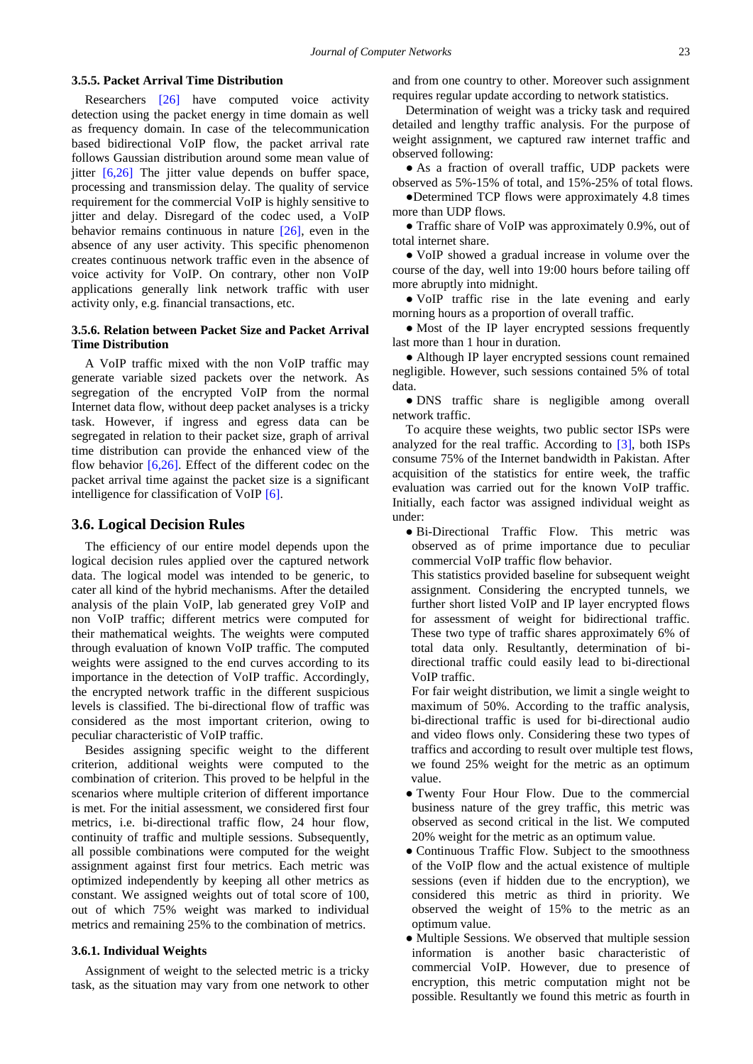#### 3.5.5. Packet Arrival Time Distribution

Researchers [26] have computed voice activity detection using the packet energy in time domain as well as frequency domain. In case of the telecommunication based bidirectional VoIP flow, the packet arrival rate follows Gaussian distribution around some mean value of jitter [6,26] The jitter value depends on buffer space, processing and transmission delay. The quality of service requirement for the commercial VoIP is highly sensitive to jitter and delay. Disregard of the codec used, a VoIP behavior remains continuous in nature [26], even in the absence of any user activity. This specific phenomenon creates continuous network traffic even in the absence of voice activity for VoIP. On contrary, other non VoIP applications generally link network traffic with user activity only, e.g. financial transactions, etc.

#### 3.5.6. Relation between Packet Size and Packet Arrival Time Distribution

A VoIP traffic mixed with the non VoIP traffic may generate variable sized packets over the network. As segregation of the encrypted VoIP from the normal Internet data flow, without deep packet analyses is a tricky task. However, if ingress and egress data can be segregated in relation to their packet size, graph of arrival time distribution can provide the enhanced view of the flow behavior [6,26]. Effect of the different codec on the packet arrival time against the packet size is a significant intelligence for classification of VoIP [6].

### 3.6. Logical Decision Rules

The efficiency of our entire model depends upon the logical decision rules applied over the captured network data. The logical model was intended to be generic, to cater all kind of the hybrid mechanisms. After the detailed analysis of the plain VoIP, lab generated grey VoIP and non VoIP traffic; different metrics were computed for their mathematical weights. The weights were computed through evaluation of known VoIP traffic. The computed weights were assigned to the end curves according to its importance in the detection of VoIP traffic. Accordingly, the encrypted network traffic in the different suspicious levels is classified. The bi-directional flow of traffic was considered as the most important criterion, owing to peculiar characteristic of VoIP traffic.

Besides assigning specific weight to the different criterion, additional weights were computed to the combination of criterion. This proved to be helpful in the scenarios where multiple criterion of different importance is met. For the initial assessment, we considered first four metrics, i.e. bi-directional traffic flow, 24 hour flow, continuity of traffic and multiple sessions. Subsequently, all possible combinations were computed for the weight assignment against first four metrics. Each metric was optimized independently by keeping all other metrics as constant. We assigned weights out of total score of 100, out of which 75% weight was marked to individual metrics and remaining 25% to the combination of metrics.

#### 3.6.1. Individual Weights

Assignment of weight to the selected metric is a tricky task, as the situation may vary from one network to other and from one country to other. Moreover such assignment requires regular update according to network statistics.

Determination of weight was a tricky task and required detailed and lengthy traffic analysis. For the purpose of weight assignment, we captured raw internet traffic and observed following:

- As a fraction of overall traffic, UDP packets were observed as 5%-15% of total, and 15%-25% of total flows.
- Determined TCP flows were approximately 4.8 times more than UDP flows.
- Traffic share of VoIP was approximately 0.9%, out of total internet share.
- VoIP showed a gradual increase in volume over the course of the day, well into 19:00 hours before tailing off more abruptly into midnight.
- VoIP traffic rise in the late evening and early morning hours as a proportion of overall traffic.
- Most of the IP layer encrypted sessions frequently last more than 1 hour in duration.
- Although IP layer encrypted sessions count remained negligible. However, such sessions contained 5% of total data.
- DNS traffic share is negligible among overall network traffic.

To acquire these weights, two public sector ISPs were analyzed for the real traffic. According to [3], both ISPs consume 75% of the Internet bandwidth in Pakistan. After acquisition of the statistics for entire week, the traffic evaluation was carried out for the known VoIP traffic. Initially, each factor was assigned individual weight as under:

- Bi-Directional Traffic Flow. This metric was observed as of prime importance due to peculiar commercial VoIP traffic flow behavior.

  This statistics provided baseline for subsequent weight assignment. Considering the encrypted tunnels, we further short listed VoIP and IP layer encrypted flows for assessment of weight for bidirectional traffic. These two type of traffic shares approximately 6% of total data only. Resultantly, determination of bi-directional traffic could easily lead to bi-directional VoIP traffic.

  For fair weight distribution, we limit a single weight to maximum of 50%. According to the traffic analysis, bi-directional traffic is used for bi-directional audio and video flows only. Considering these two types of traffics and according to result over multiple test flows, we found 25% weight for the metric as an optimum value.
- Twenty Four Hour Flow. Due to the commercial business nature of the grey traffic, this metric was observed as second critical in the list. We computed 20% weight for the metric as an optimum value.
- Continuous Traffic Flow. Subject to the smoothness of the VoIP flow and the actual existence of multiple sessions (even if hidden due to the encryption), we considered this metric as third in priority. We observed the weight of 15% to the metric as an optimum value.
- Multiple Sessions. We observed that multiple session information is another basic characteristic of commercial VoIP. However, due to presence of encryption, this metric computation might not be possible. Resultantly we found this metric as fourth in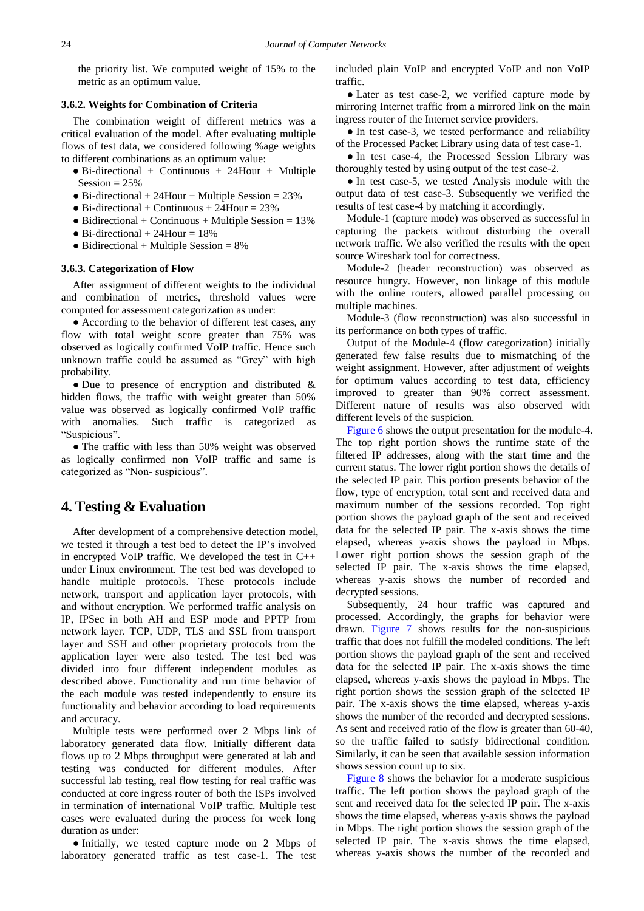the priority list. We computed weight of 15% to the metric as an optimum value.

#### 3.6.2. Weights for Combination of Criteria

The combination weight of different metrics was a critical evaluation of the model. After evaluating multiple flows of test data, we considered following %age weights to different combinations as an optimum value:

- Bi-directional + Continuous + 24Hour + Multiple Session = 25%
- Bi-directional + 24Hour + Multiple Session = 23%
- Bi-directional + Continuous + 24Hour = 23%
- Bidirectional + Continuous + Multiple Session = 13%
- Bi-directional + 24Hour = 18%
- Bidirectional + Multiple Session = 8%

#### 3.6.3. Categorization of Flow

After assignment of different weights to the individual and combination of metrics, threshold values were computed for assessment categorization as under:

- According to the behavior of different test cases, any flow with total weight score greater than 75% was observed as logically confirmed VoIP traffic. Hence such unknown traffic could be assumed as "Grey" with high probability.
- Due to presence of encryption and distributed & hidden flows, the traffic with weight greater than 50% value was observed as logically confirmed VoIP traffic with anomalies. Such traffic is categorized as "Suspicious".
- The traffic with less than 50% weight was observed as logically confirmed non VoIP traffic and same is categorized as "Non- suspicious".

## 4. Testing & Evaluation

After development of a comprehensive detection model, we tested it through a test bed to detect the IP's involved in encrypted VoIP traffic. We developed the test in C++ under Linux environment. The test bed was developed to handle multiple protocols. These protocols include network, transport and application layer protocols, with and without encryption. We performed traffic analysis on IP, IPSec in both AH and ESP mode and PPTP from network layer. TCP, UDP, TLS and SSL from transport layer and SSH and other proprietary protocols from the application layer were also tested. The test bed was divided into four different independent modules as described above. Functionality and run time behavior of the each module was tested independently to ensure its functionality and behavior according to load requirements and accuracy.

Multiple tests were performed over 2 Mbps link of laboratory generated data flow. Initially different data flows up to 2 Mbps throughput were generated at lab and testing was conducted for different modules. After successful lab testing, real flow testing for real traffic was conducted at core ingress router of both the ISPs involved in termination of international VoIP traffic. Multiple test cases were evaluated during the process for week long duration as under:

- Initially, we tested capture mode on 2 Mbps of laboratory generated traffic as test case-1. The test included plain VoIP and encrypted VoIP and non VoIP traffic.
- Later as test case-2, we verified capture mode by mirroring Internet traffic from a mirrored link on the main ingress router of the Internet service providers.
- In test case-3, we tested performance and reliability of the Processed Packet Library using data of test case-1.
- In test case-4, the Processed Session Library was thoroughly tested by using output of the test case-2.
- In test case-5, we tested Analysis module with the output data of test case-3. Subsequently we verified the results of test case-4 by matching it accordingly.

Module-1 (capture mode) was observed as successful in capturing the packets without disturbing the overall network traffic. We also verified the results with the open source Wireshark tool for correctness.

Module-2 (header reconstruction) was observed as resource hungry. However, non linkage of this module with the online routers, allowed parallel processing on multiple machines.

Module-3 (flow reconstruction) was also successful in its performance on both types of traffic.

Output of the Module-4 (flow categorization) initially generated few false results due to mismatching of the weight assignment. However, after adjustment of weights for optimum values according to test data, efficiency improved to greater than 90% correct assessment. Different nature of results was also observed with different levels of the suspicion.

Figure 6 shows the output presentation for the module-4. The top right portion shows the runtime state of the filtered IP addresses, along with the start time and the current status. The lower right portion shows the details of the selected IP pair. This portion presents behavior of the flow, type of encryption, total sent and received data and maximum number of the sessions recorded. Top right portion shows the payload graph of the sent and received data for the selected IP pair. The x-axis shows the time elapsed, whereas y-axis shows the payload in Mbps. Lower right portion shows the session graph of the selected IP pair. The x-axis shows the time elapsed, whereas y-axis shows the number of recorded and decrypted sessions.

Subsequently, 24 hour traffic was captured and processed. Accordingly, the graphs for behavior were drawn. Figure 7 shows results for the non-suspicious traffic that does not fulfill the modeled conditions. The left portion shows the payload graph of the sent and received data for the selected IP pair. The x-axis shows the time elapsed, whereas y-axis shows the payload in Mbps. The right portion shows the session graph of the selected IP pair. The x-axis shows the time elapsed, whereas y-axis shows the number of the recorded and decrypted sessions. As sent and received ratio of the flow is greater than 60-40, so the traffic failed to satisfy bidirectional condition. Similarly, it can be seen that available session information shows session count up to six.

Figure 8 shows the behavior for a moderate suspicious traffic. The left portion shows the payload graph of the sent and received data for the selected IP pair. The x-axis shows the time elapsed, whereas y-axis shows the payload in Mbps. The right portion shows the session graph of the selected IP pair. The x-axis shows the time elapsed, whereas y-axis shows the number of the recorded and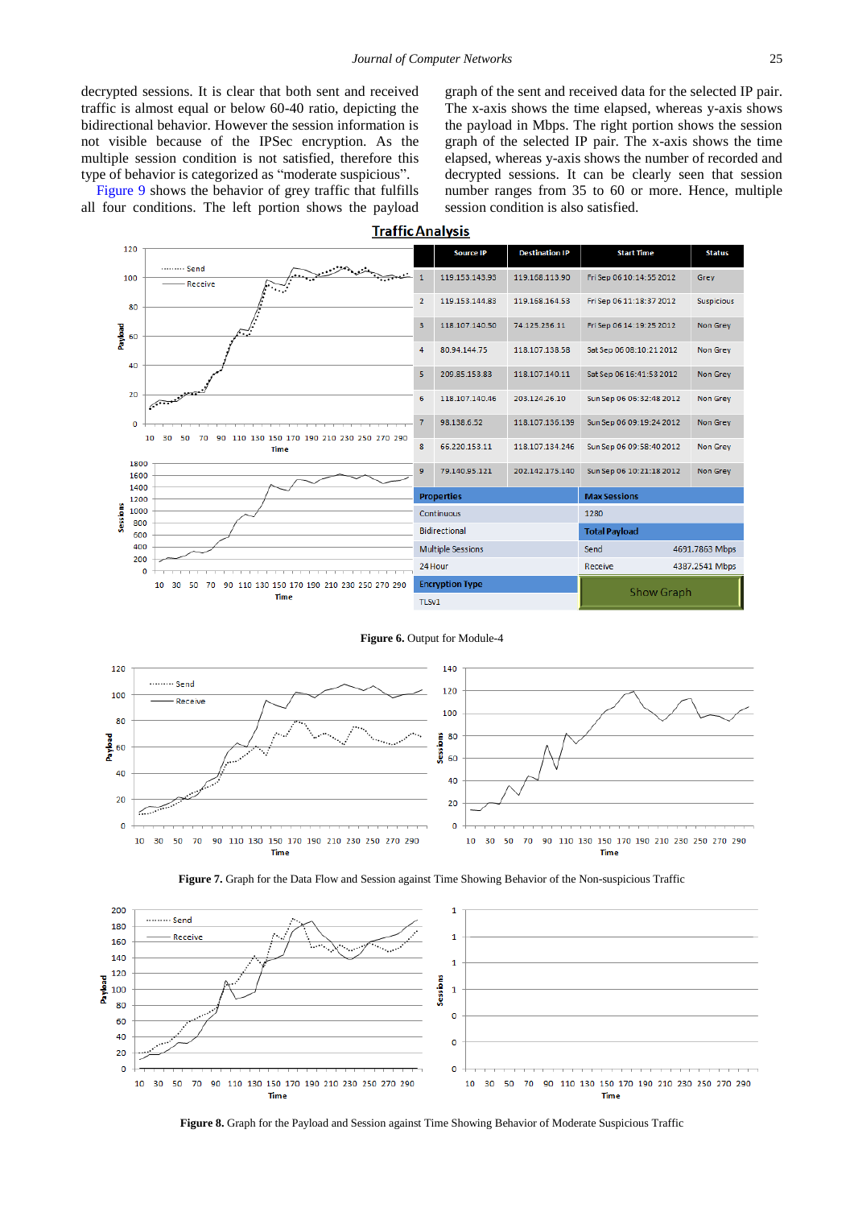decrypted sessions. It is clear that both sent and received traffic is almost equal or below 60-40 ratio, depicting the bidirectional behavior. However the session information is not visible because of the IPSec encryption. As the multiple session condition is not satisfied, therefore this type of behavior is categorized as "moderate suspicious".

Figure 9 shows the behavior of grey traffic that fulfills all four conditions. The left portion shows the payload graph of the sent and received data for the selected IP pair. The x-axis shows the time elapsed, whereas y-axis shows the payload in Mbps. The right portion shows the session graph of the selected IP pair. The x-axis shows the time elapsed, whereas y-axis shows the number of recorded and decrypted sessions. It can be clearly seen that session number ranges from 35 to 60 or more. Hence, multiple session condition is also satisfied.

**Traffic Analysis**

| | Source IP | Destination IP | Start Time | Status |
|---|---|---|---|---|
| 1 | 119.153.143.90 | 119.168.113.90 | Fri Sep 06 10:14:55 2012 | Grey |
| 2 | 119.153.144.83 | 119.168.164.53 | Fri Sep 06 11:18:37 2012 | Suspicious |
| 3 | 118.107.140.50 | 74.125.236.11 | Fri Sep 06 14:19:25 2012 | Non Grey |
| 4 | 80.94.144.75 | 118.107.138.58 | Sat Sep 06 08:10:21 2012 | Non Grey |
| 5 | 209.85.153.83 | 118.107.140.11 | Sat Sep 06 16:41:53 2012 | Non Grey |
| 6 | 118.107.140.46 | 203.124.26.10 | Sun Sep 06 06:32:48 2012 | Non Grey |
| 7 | 98.138.6.52 | 118.107.136.139 | Sun Sep 06 09:19:24 2012 | Non Grey |
| 8 | 66.220.153.11 | 118.107.134.246 | Sun Sep 06 09:58:40 2012 | Non Grey |
| 9 | 79.140.95.121 | 202.142.175.140 | Sun Sep 06 10:21:18 2012 | Non Grey |

| Properties | Max Sessions | |
|---|---|---|
| Continuous | 1280 | |
| Bidirectional | **Total Payload** | |
| Multiple Sessions | Send | 4691.7863 Mbps |
| 24 Hour | Receive | 4387.2541 Mbps |
| **Encryption Type** | Show Graph | |
| TLSv1 | | |

**Figure 6.** Output for Module-4

**Figure 7.** Graph for the Data Flow and Session against Time Showing Behavior of the Non-suspicious Traffic

**Figure 8.** Graph for the Payload and Session against Time Showing Behavior of Moderate Suspicious Traffic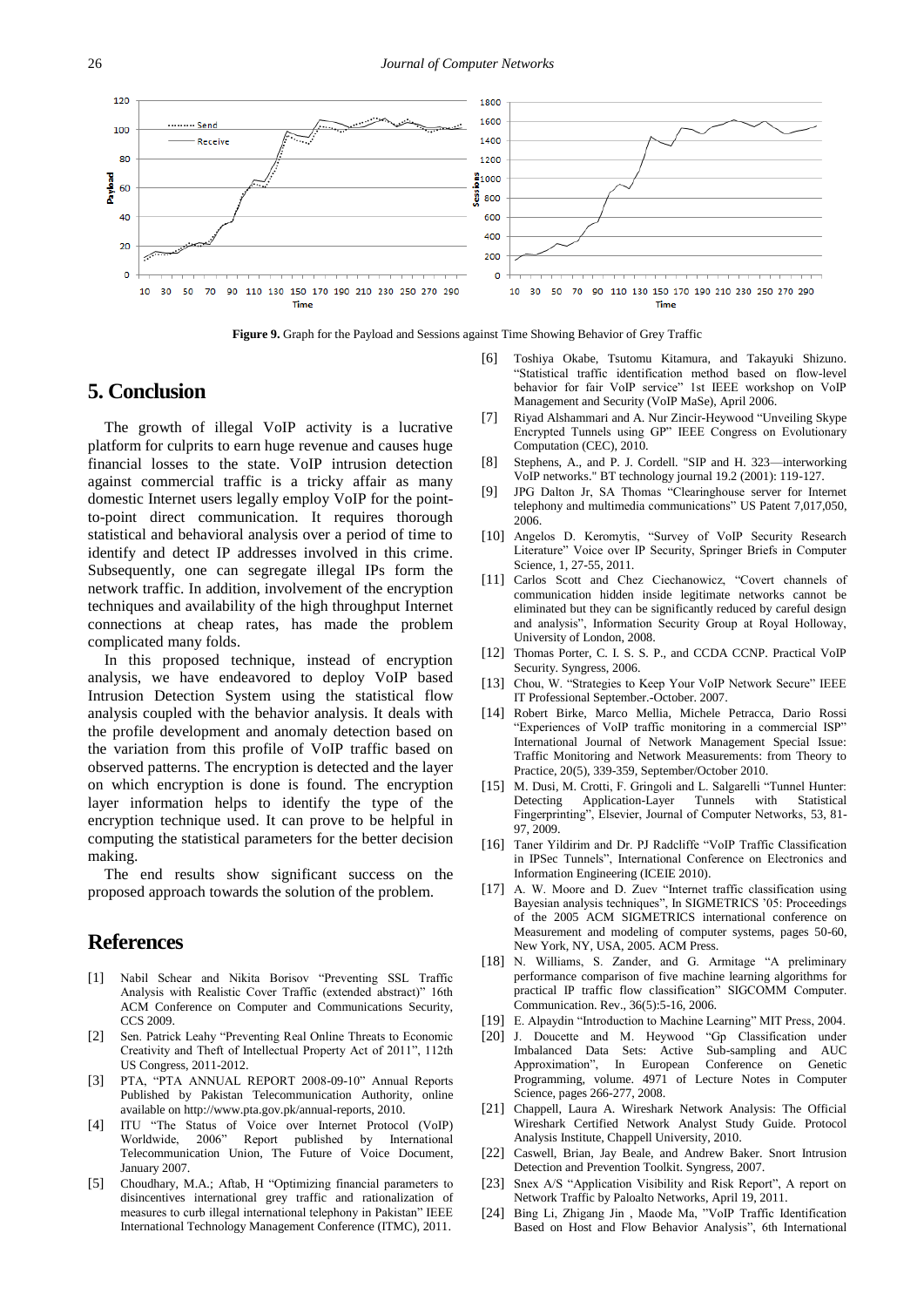**Figure 9.** Graph for the Payload and Sessions against Time Showing Behavior of Grey Traffic

## 5. Conclusion

The growth of illegal VoIP activity is a lucrative platform for culprits to earn huge revenue and causes huge financial losses to the state. VoIP intrusion detection against commercial traffic is a tricky affair as many domestic Internet users legally employ VoIP for the point-to-point direct communication. It requires thorough statistical and behavioral analysis over a period of time to identify and detect IP addresses involved in this crime. Subsequently, one can segregate illegal IPs form the network traffic. In addition, involvement of the encryption techniques and availability of the high throughput Internet connections at cheap rates, has made the problem complicated many folds.

In this proposed technique, instead of encryption analysis, we have endeavored to deploy VoIP based Intrusion Detection System using the statistical flow analysis coupled with the behavior analysis. It deals with the profile development and anomaly detection based on the variation from this profile of VoIP traffic based on observed patterns. The encryption is detected and the layer on which encryption is done is found. The encryption layer information helps to identify the type of the encryption technique used. It can prove to be helpful in computing the statistical parameters for the better decision making.

The end results show significant success on the proposed approach towards the solution of the problem.

## References

[1] Nabil Schear and Nikita Borisov "Preventing SSL Traffic Analysis with Realistic Cover Traffic (extended abstract)" 16th ACM Conference on Computer and Communications Security, CCS 2009.

[2] Sen. Patrick Leahy "Preventing Real Online Threats to Economic Creativity and Theft of Intellectual Property Act of 2011", 112th US Congress, 2011-2012.

[3] PTA, "PTA ANNUAL REPORT 2008-09-10" Annual Reports Published by Pakistan Telecommunication Authority, online available on http://www.pta.gov.pk/annual-reports, 2010.

[4] ITU "The Status of Voice over Internet Protocol (VoIP) Worldwide, 2006" Report published by International Telecommunication Union, The Future of Voice Document, January 2007.

[5] Choudhary, M.A.; Aftab, H "Optimizing financial parameters to disincentives international grey traffic and rationalization of measures to curb illegal international telephony in Pakistan" IEEE International Technology Management Conference (ITMC), 2011.

[6] Toshiya Okabe, Tsutomu Kitamura, and Takayuki Shizuno. "Statistical traffic identification method based on flow-level behavior for fair VoIP service" 1st IEEE workshop on VoIP Management and Security (VoIP MaSe), April 2006.

[7] Riyad Alshammari and A. Nur Zincir-Heywood "Unveiling Skype Encrypted Tunnels using GP" IEEE Congress on Evolutionary Computation (CEC), 2010.

[8] Stephens, A., and P. J. Cordell. "SIP and H. 323—interworking VoIP networks." BT technology journal 19.2 (2001): 119-127.

[9] JPG Dalton Jr, SA Thomas "Clearinghouse server for Internet telephony and multimedia communications" US Patent 7,017,050, 2006.

[10] Angelos D. Keromytis, "Survey of VoIP Security Research Literature" Voice over IP Security, Springer Briefs in Computer Science, 1, 27-55, 2011.

[11] Carlos Scott and Chez Ciechanowicz, "Covert channels of communication hidden inside legitimate networks cannot be eliminated but they can be significantly reduced by careful design and analysis", Information Security Group at Royal Holloway, University of London, 2008.

[12] Thomas Porter, C. I. S. S. P., and CCDA CCNP. Practical VoIP Security. Syngress, 2006.

[13] Chou, W. "Strategies to Keep Your VoIP Network Secure" IEEE IT Professional September.-October. 2007.

[14] Robert Birke, Marco Mellia, Michele Petracca, Dario Rossi "Experiences of VoIP traffic monitoring in a commercial ISP" International Journal of Network Management Special Issue: Traffic Monitoring and Network Measurements: from Theory to Practice, 20(5), 339-359, September/October 2010.

[15] M. Dusi, M. Crotti, F. Gringoli and L. Salgarelli "Tunnel Hunter: Detecting Application-Layer Tunnels with Statistical Fingerprinting", Elsevier, Journal of Computer Networks, 53, 81-97, 2009.

[16] Taner Yildirim and Dr. PJ Radcliffe "VoIP Traffic Classification in IPSec Tunnels", International Conference on Electronics and Information Engineering (ICEIE 2010).

[17] A. W. Moore and D. Zuev "Internet traffic classification using Bayesian analysis techniques", In SIGMETRICS '05: Proceedings of the 2005 ACM SIGMETRICS international conference on Measurement and modeling of computer systems, pages 50-60, New York, NY, USA, 2005. ACM Press.

[18] N. Williams, S. Zander, and G. Armitage "A preliminary performance comparison of five machine learning algorithms for practical IP traffic flow classification" SIGCOMM Computer. Communication. Rev., 36(5):5-16, 2006.

[19] E. Alpaydin "Introduction to Machine Learning" MIT Press, 2004.

[20] J. Doucette and M. Heywood "Gp Classification under Imbalanced Data Sets: Active Sub-sampling and AUC Approximation", In European Conference on Genetic Programming, volume. 4971 of Lecture Notes in Computer Science, pages 266-277, 2008.

[21] Chappell, Laura A. Wireshark Network Analysis: The Official Wireshark Certified Network Analyst Study Guide. Protocol Analysis Institute, Chappell University, 2010.

[22] Caswell, Brian, Jay Beale, and Andrew Baker. Snort Intrusion Detection and Prevention Toolkit. Syngress, 2007.

[23] Snex A/S "Application Visibility and Risk Report", A report on Network Traffic by Paloalto Networks, April 19, 2011.

[24] Bing Li, Zhigang Jin , Maode Ma, "VoIP Traffic Identification Based on Host and Flow Behavior Analysis", 6th International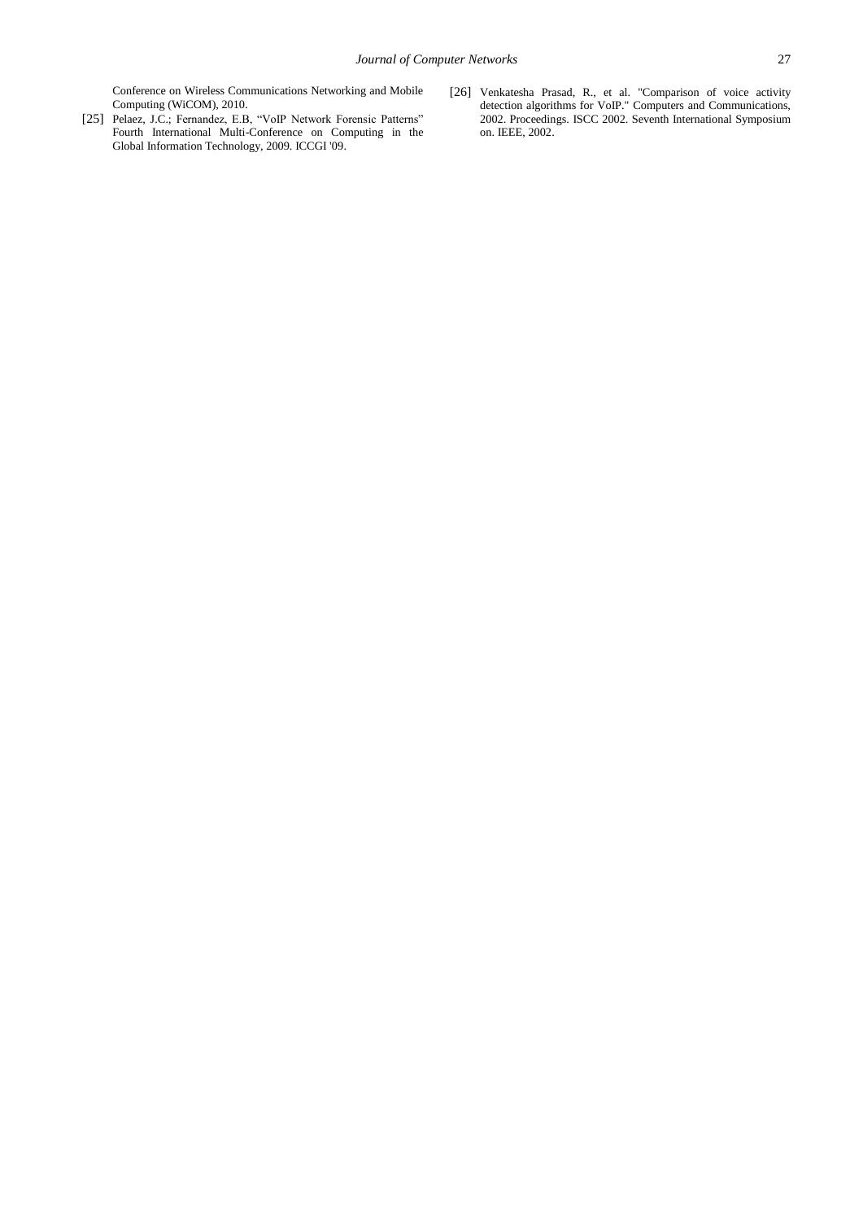Conference on Wireless Communications Networking and Mobile Computing (WiCOM), 2010.

[25] Pelaez, J.C.; Fernandez, E.B, "VoIP Network Forensic Patterns" Fourth International Multi-Conference on Computing in the Global Information Technology, 2009. ICCGI '09.

[26] Venkatesha Prasad, R., et al. "Comparison of voice activity detection algorithms for VoIP." Computers and Communications, 2002. Proceedings. ISCC 2002. Seventh International Symposium on. IEEE, 2002.